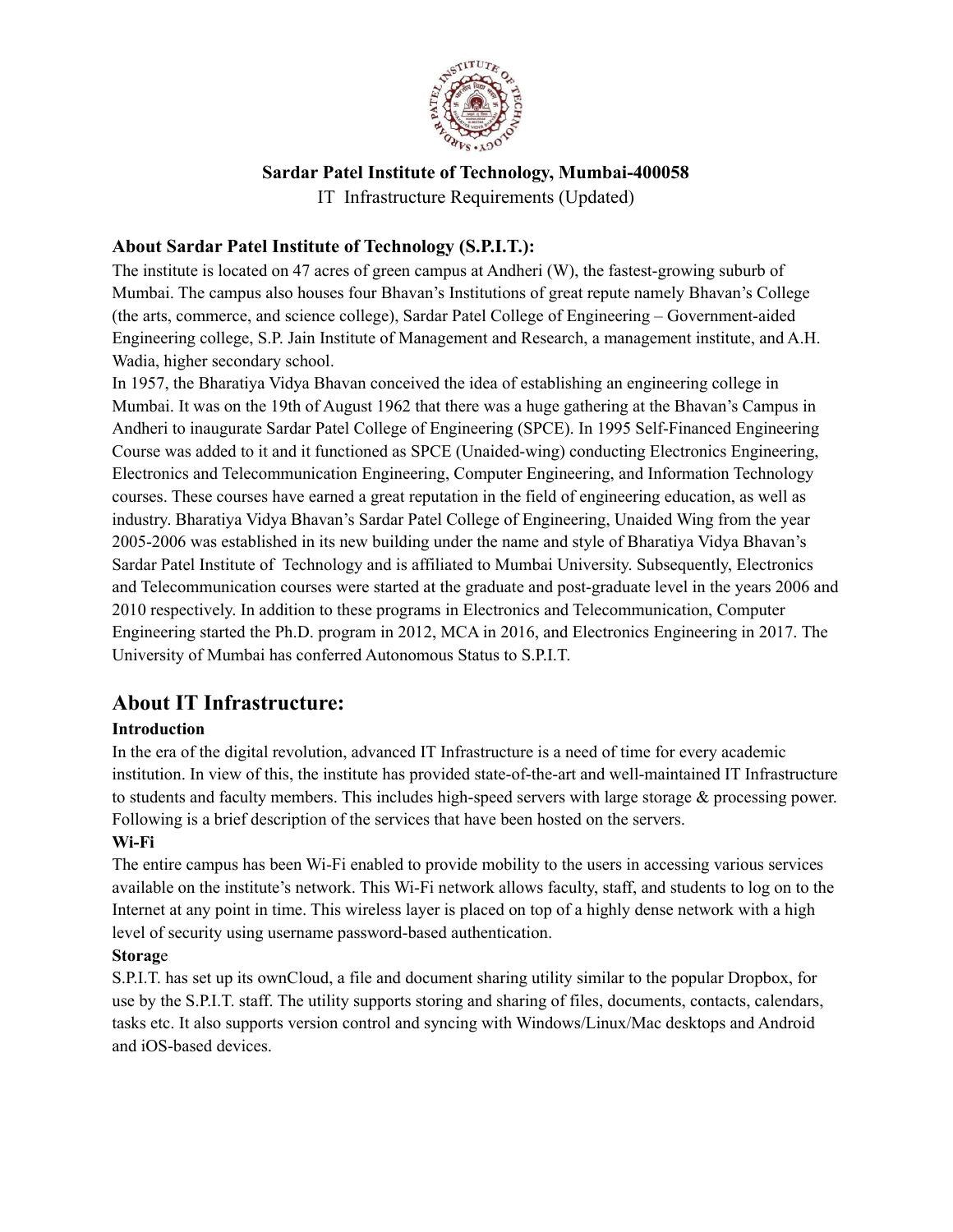**Sardar Patel Institute of Technology, Mumbai-400058**

IT Infrastructure Requirements (Updated)

### About Sardar Patel Institute of Technology (S.P.I.T.):

The institute is located on 47 acres of green campus at Andheri (W), the fastest-growing suburb of Mumbai. The campus also houses four Bhavan's Institutions of great repute namely Bhavan's College (the arts, commerce, and science college), Sardar Patel College of Engineering – Government-aided Engineering college, S.P. Jain Institute of Management and Research, a management institute, and A.H. Wadia, higher secondary school.

In 1957, the Bharatiya Vidya Bhavan conceived the idea of establishing an engineering college in Mumbai. It was on the 19th of August 1962 that there was a huge gathering at the Bhavan's Campus in Andheri to inaugurate Sardar Patel College of Engineering (SPCE). In 1995 Self-Financed Engineering Course was added to it and it functioned as SPCE (Unaided-wing) conducting Electronics Engineering, Electronics and Telecommunication Engineering, Computer Engineering, and Information Technology courses. These courses have earned a great reputation in the field of engineering education, as well as industry. Bharatiya Vidya Bhavan's Sardar Patel College of Engineering, Unaided Wing from the year 2005-2006 was established in its new building under the name and style of Bharatiya Vidya Bhavan's Sardar Patel Institute of Technology and is affiliated to Mumbai University. Subsequently, Electronics and Telecommunication courses were started at the graduate and post-graduate level in the years 2006 and 2010 respectively. In addition to these programs in Electronics and Telecommunication, Computer Engineering started the Ph.D. program in 2012, MCA in 2016, and Electronics Engineering in 2017. The University of Mumbai has conferred Autonomous Status to S.P.I.T.

## About IT Infrastructure:

**Introduction**

In the era of the digital revolution, advanced IT Infrastructure is a need of time for every academic institution. In view of this, the institute has provided state-of-the-art and well-maintained IT Infrastructure to students and faculty members. This includes high-speed servers with large storage & processing power. Following is a brief description of the services that have been hosted on the servers.

**Wi-Fi**

The entire campus has been Wi-Fi enabled to provide mobility to the users in accessing various services available on the institute's network. This Wi-Fi network allows faculty, staff, and students to log on to the Internet at any point in time. This wireless layer is placed on top of a highly dense network with a high level of security using username password-based authentication.

**Storage**

S.P.I.T. has set up its ownCloud, a file and document sharing utility similar to the popular Dropbox, for use by the S.P.I.T. staff. The utility supports storing and sharing of files, documents, contacts, calendars, tasks etc. It also supports version control and syncing with Windows/Linux/Mac desktops and Android and iOS-based devices.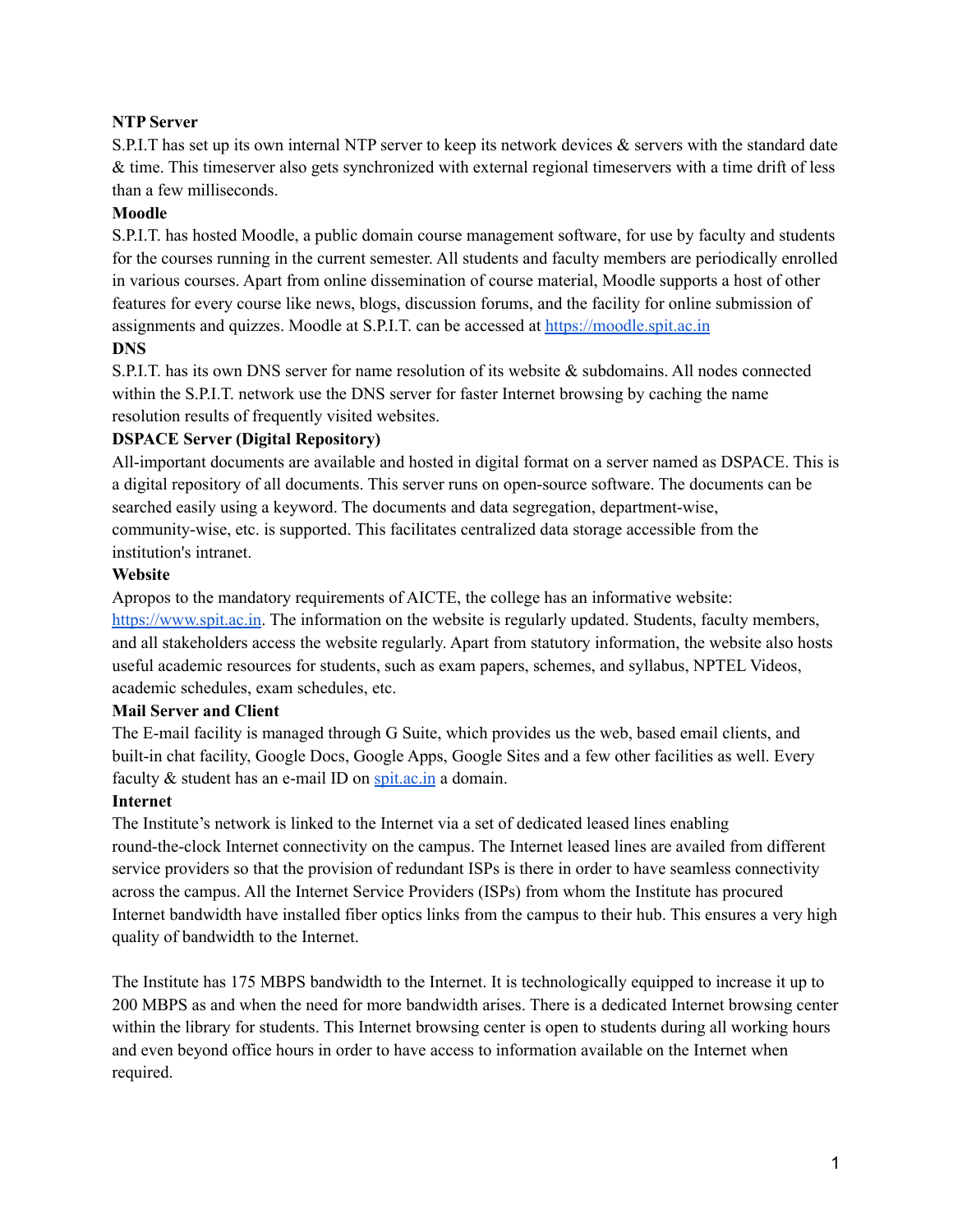**NTP Server**

S.P.I.T has set up its own internal NTP server to keep its network devices & servers with the standard date & time. This timeserver also gets synchronized with external regional timeservers with a time drift of less than a few milliseconds.

**Moodle**

S.P.I.T. has hosted Moodle, a public domain course management software, for use by faculty and students for the courses running in the current semester. All students and faculty members are periodically enrolled in various courses. Apart from online dissemination of course material, Moodle supports a host of other features for every course like news, blogs, discussion forums, and the facility for online submission of assignments and quizzes. Moodle at S.P.I.T. can be accessed at [https://moodle.spit.ac.in](https://moodle.spit.ac.in)

**DNS**

S.P.I.T. has its own DNS server for name resolution of its website & subdomains. All nodes connected within the S.P.I.T. network use the DNS server for faster Internet browsing by caching the name resolution results of frequently visited websites.

**DSPACE Server (Digital Repository)**

All-important documents are available and hosted in digital format on a server named as DSPACE. This is a digital repository of all documents. This server runs on open-source software. The documents can be searched easily using a keyword. The documents and data segregation, department-wise, community-wise, etc. is supported. This facilitates centralized data storage accessible from the institution's intranet.

**Website**

Apropos to the mandatory requirements of AICTE, the college has an informative website: [https://www.spit.ac.in](https://www.spit.ac.in). The information on the website is regularly updated. Students, faculty members, and all stakeholders access the website regularly. Apart from statutory information, the website also hosts useful academic resources for students, such as exam papers, schemes, and syllabus, NPTEL Videos, academic schedules, exam schedules, etc.

**Mail Server and Client**

The E-mail facility is managed through G Suite, which provides us the web, based email clients, and built-in chat facility, Google Docs, Google Apps, Google Sites and a few other facilities as well. Every faculty & student has an e-mail ID on [spit.ac.in](spit.ac.in) a domain.

**Internet**

The Institute's network is linked to the Internet via a set of dedicated leased lines enabling round-the-clock Internet connectivity on the campus. The Internet leased lines are availed from different service providers so that the provision of redundant ISPs is there in order to have seamless connectivity across the campus. All the Internet Service Providers (ISPs) from whom the Institute has procured Internet bandwidth have installed fiber optics links from the campus to their hub. This ensures a very high quality of bandwidth to the Internet.

The Institute has 175 MBPS bandwidth to the Internet. It is technologically equipped to increase it up to 200 MBPS as and when the need for more bandwidth arises. There is a dedicated Internet browsing center within the library for students. This Internet browsing center is open to students during all working hours and even beyond office hours in order to have access to information available on the Internet when required.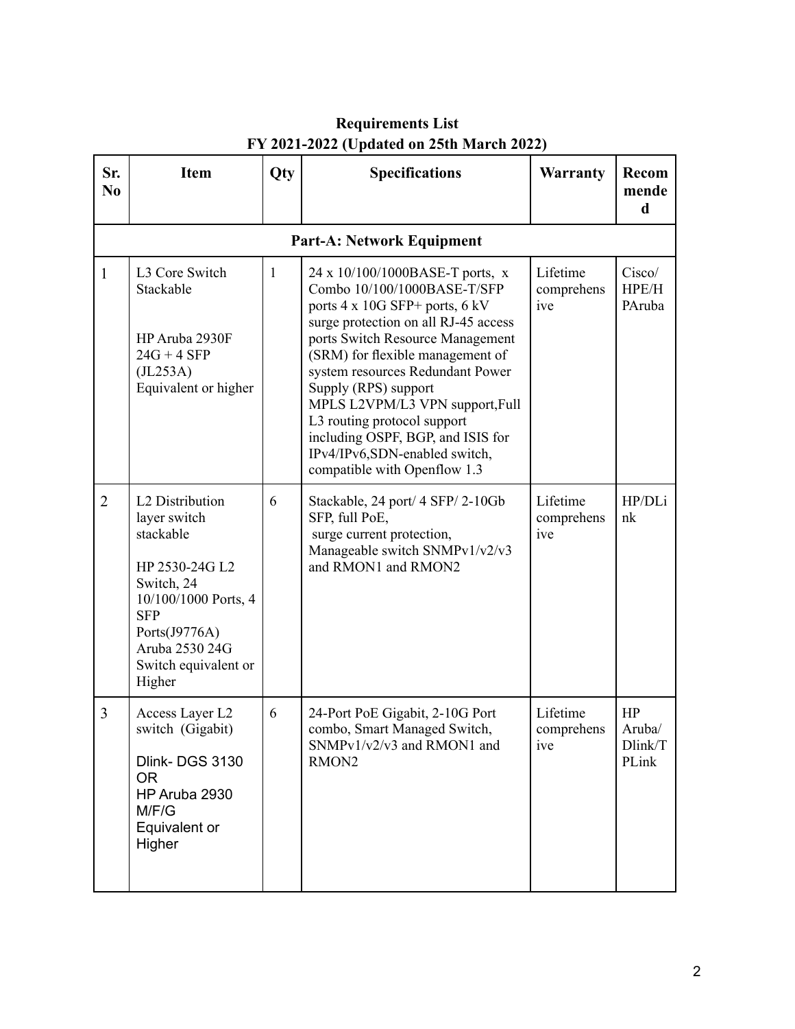**Requirements List**
**FY 2021-2022 (Updated on 25th March 2022)**

| Sr. No | Item | Qty | Specifications | Warranty | Recommended |
|---|---|---|---|---|---|
| **Part-A: Network Equipment** | | | | | |
| 1 | L3 Core Switch Stackable<br><br>HP Aruba 2930F 24G + 4 SFP (JL253A) Equivalent or higher | 1 | 24 x 10/100/1000BASE-T ports, x Combo 10/100/1000BASE-T/SFP ports 4 x 10G SFP+ ports, 6 kV surge protection on all RJ-45 access ports Switch Resource Management (SRM) for flexible management of system resources Redundant Power Supply (RPS) support MPLS L2VPM/L3 VPN support,Full L3 routing protocol support including OSPF, BGP, and ISIS for IPv4/IPv6,SDN-enabled switch, compatible with Openflow 1.3 | Lifetime comprehensive | Cisco/ HPE/HPAruba |
| 2 | L2 Distribution layer switch stackable<br><br>HP 2530-24G L2 Switch, 24 10/100/1000 Ports, 4 SFP Ports(J9776A) Aruba 2530 24G Switch equivalent or Higher | 6 | Stackable, 24 port/ 4 SFP/ 2-10Gb SFP, full PoE, surge current protection, Manageable switch SNMPv1/v2/v3 and RMON1 and RMON2 | Lifetime comprehensive | HP/DLink |
| 3 | Access Layer L2 switch (Gigabit)<br><br>Dlink- DGS 3130 OR HP Aruba 2930 M/F/G Equivalent or Higher | 6 | 24-Port PoE Gigabit, 2-10G Port combo, Smart Managed Switch, SNMPv1/v2/v3 and RMON1 and RMON2 | Lifetime comprehensive | HP Aruba/ Dlink/TPLink |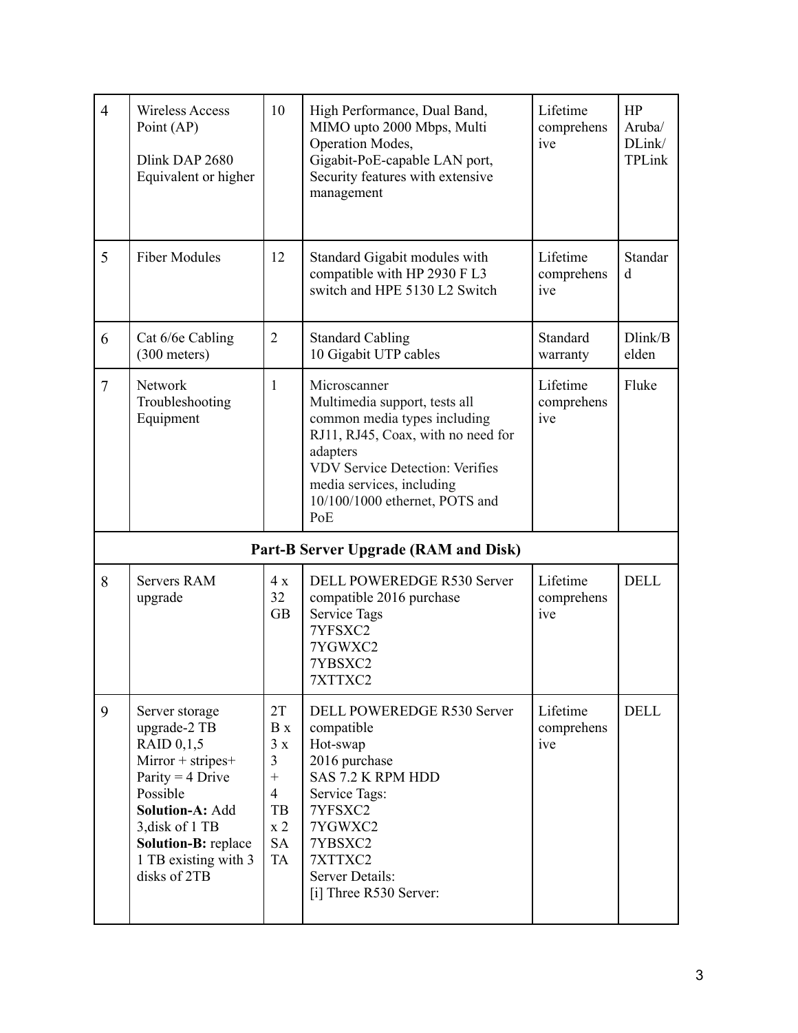| 4 | Wireless Access Point (AP)<br><br>Dlink DAP 2680 Equivalent or higher | 10 | High Performance, Dual Band, MIMO upto 2000 Mbps, Multi Operation Modes, Gigabit-PoE-capable LAN port, Security features with extensive management | Lifetime comprehensive | HP Aruba/ DLink/ TPLink |
|---|---|---|---|---|---|
| 5 | Fiber Modules | 12 | Standard Gigabit modules with compatible with HP 2930 F L3 switch and HPE 5130 L2 Switch | Lifetime comprehensive | Standard |
| 6 | Cat 6/6e Cabling (300 meters) | 2 | Standard Cabling<br>10 Gigabit UTP cables | Standard warranty | Dlink/Belden |
| 7 | Network Troubleshooting Equipment | 1 | Microscanner<br>Multimedia support, tests all common media types including RJ11, RJ45, Coax, with no need for adapters<br>VDV Service Detection: Verifies media services, including 10/100/1000 ethernet, POTS and PoE | Lifetime comprehensive | Fluke |
| **Part-B Server Upgrade (RAM and Disk)** | | | | | |
| 8 | Servers RAM upgrade | 4 x 32 GB | DELL POWEREDGE R530 Server compatible 2016 purchase<br>Service Tags<br>7YFSXC2<br>7YGWXC2<br>7YBSXC2<br>7XTTXC2 | Lifetime comprehensive | DELL |
| 9 | Server storage upgrade-2 TB RAID 0,1,5<br>Mirror + stripes+ Parity = 4 Drive Possible<br>**Solution-A:** Add 3,disk of 1 TB<br>**Solution-B:** replace 1 TB existing with 3 disks of 2TB | 2TB x 3 x 3 + 4 TB x 2 SATA | DELL POWEREDGE R530 Server compatible<br>Hot-swap<br>2016 purchase<br>SAS 7.2 K RPM HDD<br>Service Tags:<br>7YFSXC2<br>7YGWXC2<br>7YBSXC2<br>7XTTXC2<br>Server Details:<br>[i] Three R530 Server: | Lifetime comprehensive | DELL |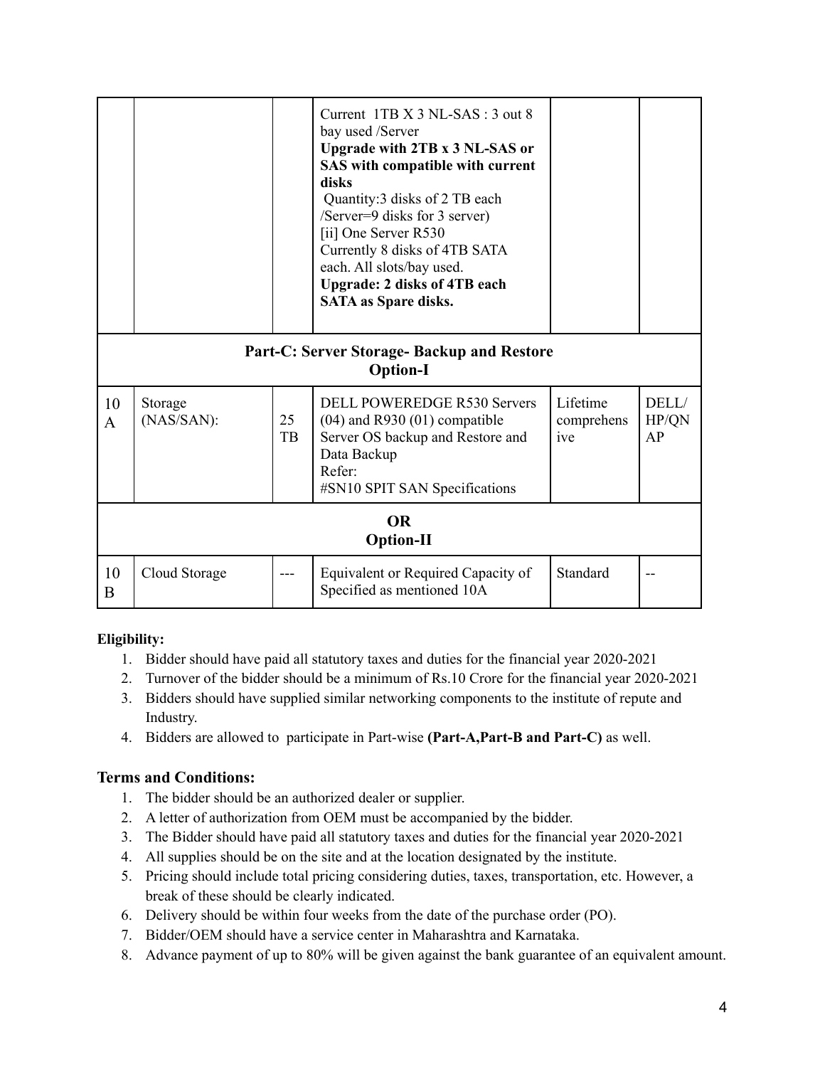| | | | Current 1TB X 3 NL-SAS : 3 out 8 bay used /Server **Upgrade with 2TB x 3 NL-SAS or SAS with compatible with current disks** Quantity:3 disks of 2 TB each /Server=9 disks for 3 server) [ii] One Server R530 Currently 8 disks of 4TB SATA each. All slots/bay used. **Upgrade: 2 disks of 4TB each SATA as Spare disks.** | | |
|---|---|---|---|---|---|
| **Part-C: Server Storage- Backup and Restore Option-I** | | | | | |
| 10 A | Storage (NAS/SAN): | 25 TB | DELL POWEREDGE R530 Servers (04) and R930 (01) compatible Server OS backup and Restore and Data Backup Refer: #SN10 SPIT SAN Specifications | Lifetime comprehensive | DELL/ HP/QNAP |
| **OR Option-II** | | | | | |
| 10 B | Cloud Storage | --- | Equivalent or Required Capacity of Specified as mentioned 10A | Standard | -- |

**Eligibility:**

1. Bidder should have paid all statutory taxes and duties for the financial year 2020-2021
2. Turnover of the bidder should be a minimum of Rs.10 Crore for the financial year 2020-2021
3. Bidders should have supplied similar networking components to the institute of repute and Industry.
4. Bidders are allowed to participate in Part-wise **(Part-A,Part-B and Part-C)** as well.

## Terms and Conditions:

1. The bidder should be an authorized dealer or supplier.
2. A letter of authorization from OEM must be accompanied by the bidder.
3. The Bidder should have paid all statutory taxes and duties for the financial year 2020-2021
4. All supplies should be on the site and at the location designated by the institute.
5. Pricing should include total pricing considering duties, taxes, transportation, etc. However, a break of these should be clearly indicated.
6. Delivery should be within four weeks from the date of the purchase order (PO).
7. Bidder/OEM should have a service center in Maharashtra and Karnataka.
8. Advance payment of up to 80% will be given against the bank guarantee of an equivalent amount.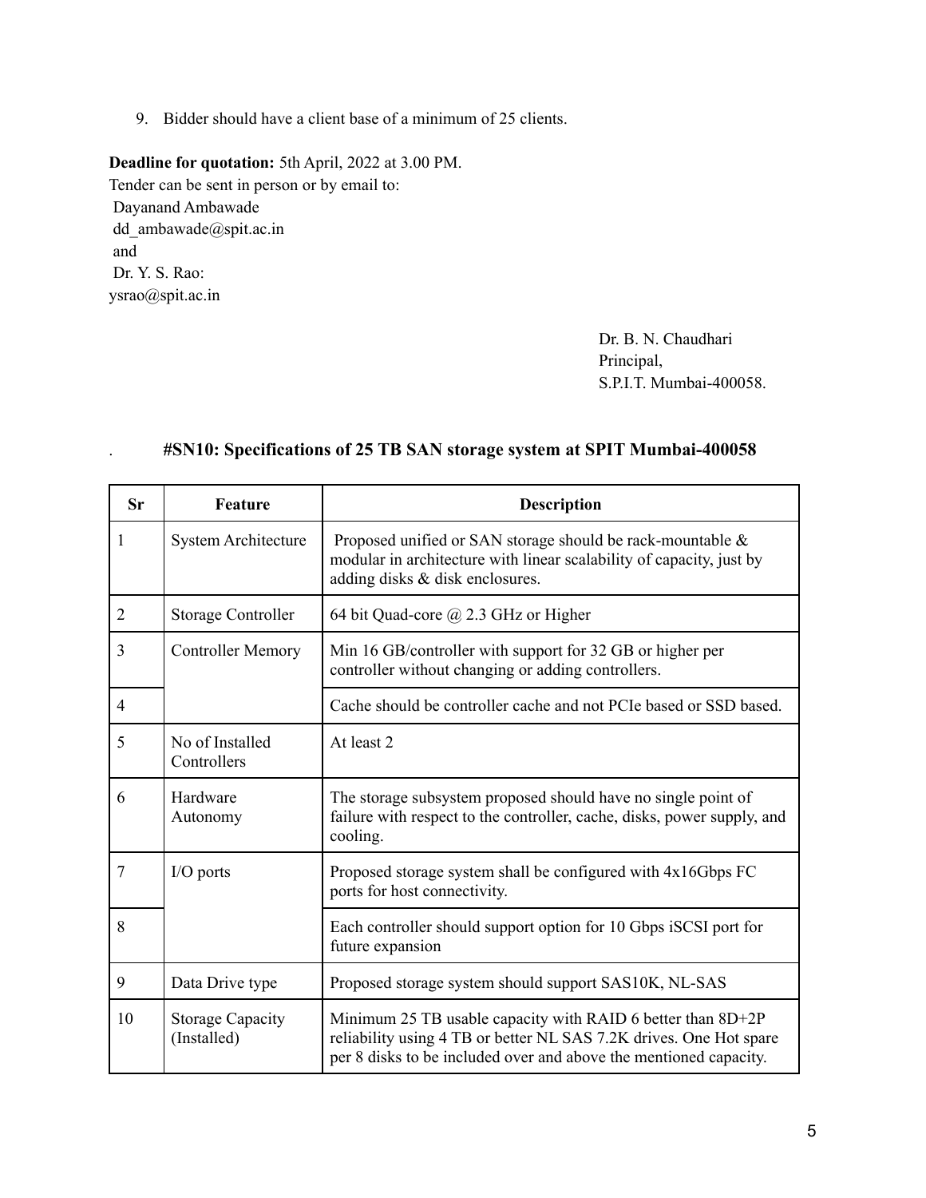9. Bidder should have a client base of a minimum of 25 clients.

**Deadline for quotation:** 5th April, 2022 at 3.00 PM.
Tender can be sent in person or by email to:
Dayanand Ambawade
dd_ambawade@spit.ac.in
and
Dr. Y. S. Rao:
ysrao@spit.ac.in

Dr. B. N. Chaudhari
Principal,
S.P.I.T. Mumbai-400058.

### #SN10: Specifications of 25 TB SAN storage system at SPIT Mumbai-400058

| Sr | Feature | Description |
|---|---|---|
| 1 | System Architecture | Proposed unified or SAN storage should be rack-mountable & modular in architecture with linear scalability of capacity, just by adding disks & disk enclosures. |
| 2 | Storage Controller | 64 bit Quad-core @ 2.3 GHz or Higher |
| 3 | Controller Memory | Min 16 GB/controller with support for 32 GB or higher per controller without changing or adding controllers. |
| 4 | | Cache should be controller cache and not PCIe based or SSD based. |
| 5 | No of Installed Controllers | At least 2 |
| 6 | Hardware Autonomy | The storage subsystem proposed should have no single point of failure with respect to the controller, cache, disks, power supply, and cooling. |
| 7 | I/O ports | Proposed storage system shall be configured with 4x16Gbps FC ports for host connectivity. |
| 8 | | Each controller should support option for 10 Gbps iSCSI port for future expansion |
| 9 | Data Drive type | Proposed storage system should support SAS10K, NL-SAS |
| 10 | Storage Capacity (Installed) | Minimum 25 TB usable capacity with RAID 6 better than 8D+2P reliability using 4 TB or better NL SAS 7.2K drives. One Hot spare per 8 disks to be included over and above the mentioned capacity. |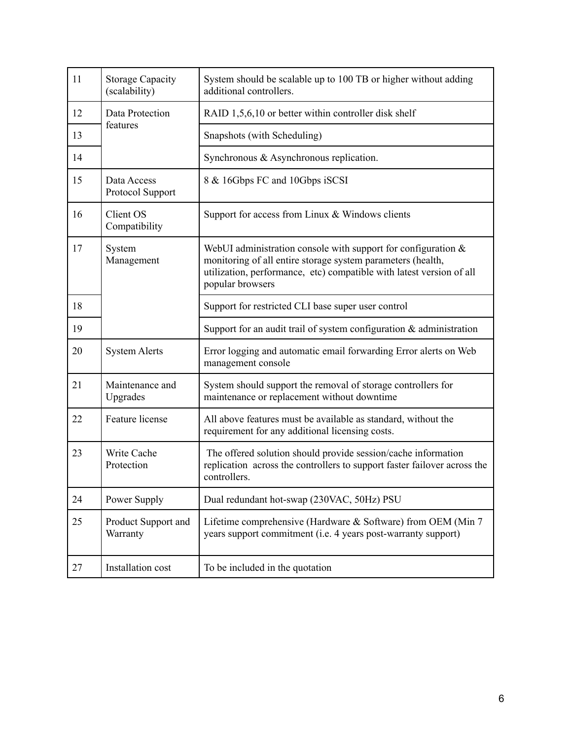| | | |
|---|---|---|
| 11 | Storage Capacity (scalability) | System should be scalable up to 100 TB or higher without adding additional controllers. |
| 12 | Data Protection features | RAID 1,5,6,10 or better within controller disk shelf |
| 13 | | Snapshots (with Scheduling) |
| 14 | | Synchronous & Asynchronous replication. |
| 15 | Data Access Protocol Support | 8 & 16Gbps FC and 10Gbps iSCSI |
| 16 | Client OS Compatibility | Support for access from Linux & Windows clients |
| 17 | System Management | WebUI administration console with support for configuration & monitoring of all entire storage system parameters (health, utilization, performance, etc) compatible with latest version of all popular browsers |
| 18 | | Support for restricted CLI base super user control |
| 19 | | Support for an audit trail of system configuration & administration |
| 20 | System Alerts | Error logging and automatic email forwarding Error alerts on Web management console |
| 21 | Maintenance and Upgrades | System should support the removal of storage controllers for maintenance or replacement without downtime |
| 22 | Feature license | All above features must be available as standard, without the requirement for any additional licensing costs. |
| 23 | Write Cache Protection | The offered solution should provide session/cache information replication across the controllers to support faster failover across the controllers. |
| 24 | Power Supply | Dual redundant hot-swap (230VAC, 50Hz) PSU |
| 25 | Product Support and Warranty | Lifetime comprehensive (Hardware & Software) from OEM (Min 7 years support commitment (i.e. 4 years post-warranty support) |
| 27 | Installation cost | To be included in the quotation |